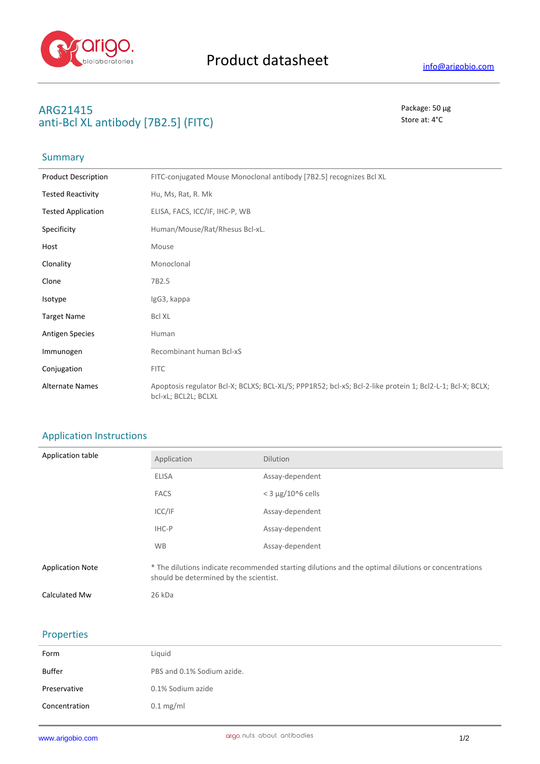# Product datasheet

info@arigobio.com

## ARG21415
## anti-Bcl XL antibody [7B2.5] (FITC)

Package: 50 μg
Store at: 4°C

### Summary

| | |
|---|---|
| Product Description | FITC-conjugated Mouse Monoclonal antibody [7B2.5] recognizes Bcl XL |
| Tested Reactivity | Hu, Ms, Rat, R. Mk |
| Tested Application | ELISA, FACS, ICC/IF, IHC-P, WB |
| Specificity | Human/Mouse/Rat/Rhesus Bcl-xL. |
| Host | Mouse |
| Clonality | Monoclonal |
| Clone | 7B2.5 |
| Isotype | IgG3, kappa |
| Target Name | Bcl XL |
| Antigen Species | Human |
| Immunogen | Recombinant human Bcl-xS |
| Conjugation | FITC |
| Alternate Names | Apoptosis regulator Bcl-X; BCLXS; BCL-XL/S; PPP1R52; bcl-xS; Bcl-2-like protein 1; Bcl2-L-1; Bcl-X; BCLX; bcl-xL; BCL2L; BCLXL |

### Application Instructions

Application table

| Application | Dilution |
|---|---|
| ELISA | Assay-dependent |
| FACS | < 3 µg/10^6 cells |
| ICC/IF | Assay-dependent |
| IHC-P | Assay-dependent |
| WB | Assay-dependent |

| | |
|---|---|
| Application Note | * The dilutions indicate recommended starting dilutions and the optimal dilutions or concentrations should be determined by the scientist. |
| Calculated Mw | 26 kDa |

### Properties

| | |
|---|---|
| Form | Liquid |
| Buffer | PBS and 0.1% Sodium azide. |
| Preservative | 0.1% Sodium azide |
| Concentration | 0.1 mg/ml |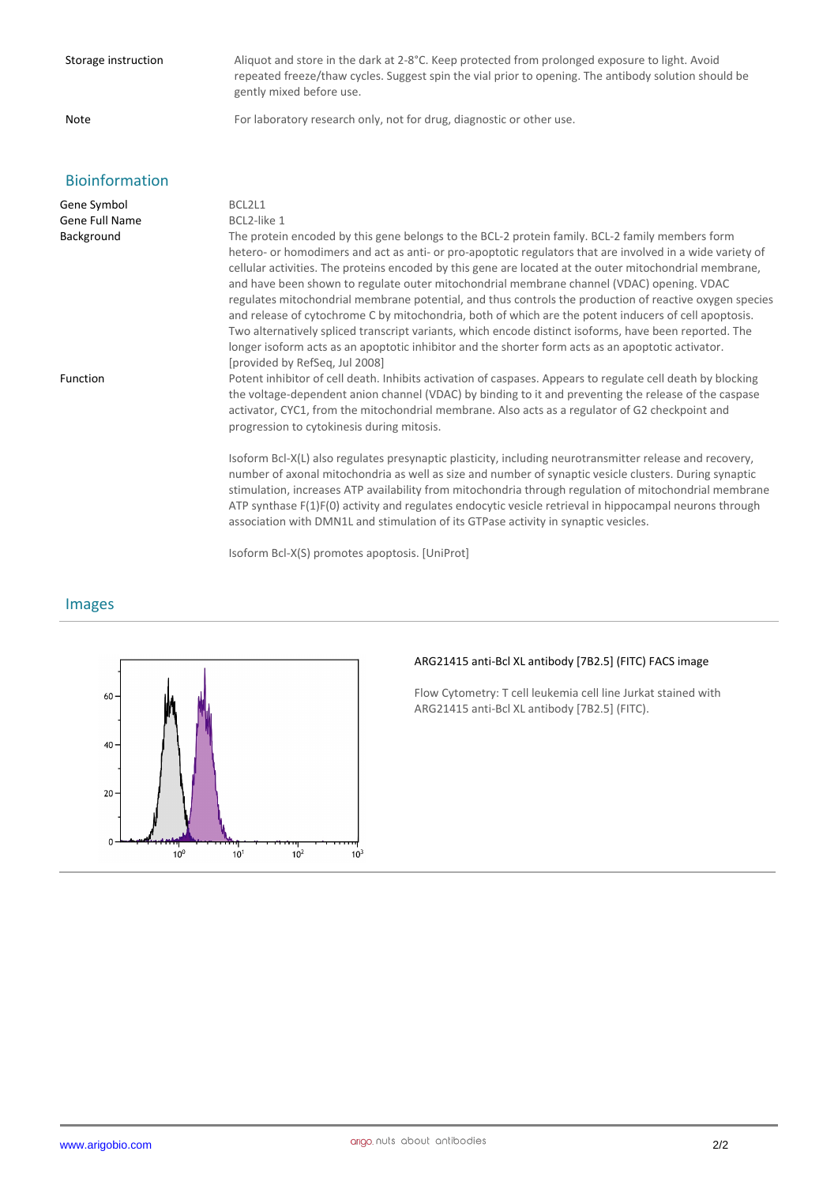| | |
|---|---|
| Storage instruction | Aliquot and store in the dark at 2-8°C. Keep protected from prolonged exposure to light. Avoid repeated freeze/thaw cycles. Suggest spin the vial prior to opening. The antibody solution should be gently mixed before use. |
| Note | For laboratory research only, not for drug, diagnostic or other use. |

## Bioinformation

| | |
|---|---|
| Gene Symbol | BCL2L1 |
| Gene Full Name | BCL2-like 1 |
| Background | The protein encoded by this gene belongs to the BCL-2 protein family. BCL-2 family members form hetero- or homodimers and act as anti- or pro-apoptotic regulators that are involved in a wide variety of cellular activities. The proteins encoded by this gene are located at the outer mitochondrial membrane, and have been shown to regulate outer mitochondrial membrane channel (VDAC) opening. VDAC regulates mitochondrial membrane potential, and thus controls the production of reactive oxygen species and release of cytochrome C by mitochondria, both of which are the potent inducers of cell apoptosis. Two alternatively spliced transcript variants, which encode distinct isoforms, have been reported. The longer isoform acts as an apoptotic inhibitor and the shorter form acts as an apoptotic activator. [provided by RefSeq, Jul 2008] |
| Function | Potent inhibitor of cell death. Inhibits activation of caspases. Appears to regulate cell death by blocking the voltage-dependent anion channel (VDAC) by binding to it and preventing the release of the caspase activator, CYC1, from the mitochondrial membrane. Also acts as a regulator of G2 checkpoint and progression to cytokinesis during mitosis.<br><br>Isoform Bcl-X(L) also regulates presynaptic plasticity, including neurotransmitter release and recovery, number of axonal mitochondria as well as size and number of synaptic vesicle clusters. During synaptic stimulation, increases ATP availability from mitochondria through regulation of mitochondrial membrane ATP synthase F(1)F(0) activity and regulates endocytic vesicle retrieval in hippocampal neurons through association with DMN1L and stimulation of its GTPase activity in synaptic vesicles.<br><br>Isoform Bcl-X(S) promotes apoptosis. [UniProt] |

## Images

60
40
20
0
$10^0$
$10^1$
$10^2$
$10^3$

**ARG21415 anti-Bcl XL antibody [7B2.5] (FITC) FACS image**

Flow Cytometry: T cell leukemia cell line Jurkat stained with ARG21415 anti-Bcl XL antibody [7B2.5] (FITC).